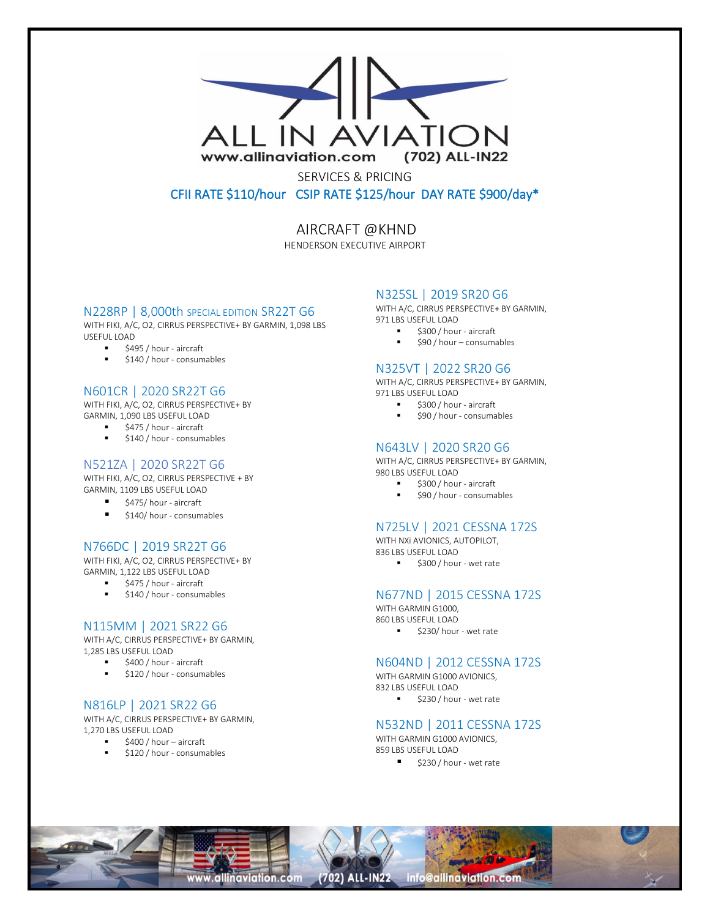# ALL IN AVIATION

www.allinaviation.com (702) ALL-IN22

SERVICES & PRICING

**CFII RATE $110/hour CSIP RATE $125/hour DAY RATE $900/day***

## AIRCRAFT @KHND

HENDERSON EXECUTIVE AIRPORT

### N228RP | 8,000th SPECIAL EDITION SR22T G6

WITH FIKI, A/C, O2, CIRRUS PERSPECTIVE+ BY GARMIN, 1,098 LBS USEFUL LOAD

- $495 / hour - aircraft
- $140 / hour - consumables

### N601CR | 2020 SR22T G6

WITH FIKI, A/C, O2, CIRRUS PERSPECTIVE+ BY GARMIN, 1,090 LBS USEFUL LOAD

- $475 / hour - aircraft
- $140 / hour - consumables

### N521ZA | 2020 SR22T G6

WITH FIKI, A/C, O2, CIRRUS PERSPECTIVE + BY GARMIN, 1109 LBS USEFUL LOAD

- $475/ hour - aircraft
- $140/ hour - consumables

### N766DC | 2019 SR22T G6

WITH FIKI, A/C, O2, CIRRUS PERSPECTIVE+ BY GARMIN, 1,122 LBS USEFUL LOAD

- $475 / hour - aircraft
- $140 / hour - consumables

### N115MM | 2021 SR22 G6

WITH A/C, CIRRUS PERSPECTIVE+ BY GARMIN, 1,285 LBS USEFUL LOAD

- $400 / hour - aircraft
- $120 / hour - consumables

### N816LP | 2021 SR22 G6

WITH A/C, CIRRUS PERSPECTIVE+ BY GARMIN, 1,270 LBS USEFUL LOAD

- $400 / hour – aircraft
- $120 / hour - consumables

### N325SL | 2019 SR20 G6

WITH A/C, CIRRUS PERSPECTIVE+ BY GARMIN, 971 LBS USEFUL LOAD

- $300 / hour - aircraft
- $90 / hour – consumables

### N325VT | 2022 SR20 G6

WITH A/C, CIRRUS PERSPECTIVE+ BY GARMIN, 971 LBS USEFUL LOAD

- $300 / hour - aircraft
- $90 / hour - consumables

### N643LV | 2020 SR20 G6

WITH A/C, CIRRUS PERSPECTIVE+ BY GARMIN, 980 LBS USEFUL LOAD

- $300 / hour - aircraft
- $90 / hour - consumables

### N725LV | 2021 CESSNA 172S

WITH NXi AVIONICS, AUTOPILOT, 836 LBS USEFUL LOAD

- $300 / hour - wet rate

### N677ND | 2015 CESSNA 172S

WITH GARMIN G1000, 860 LBS USEFUL LOAD

- $230/ hour - wet rate

### N604ND | 2012 CESSNA 172S

WITH GARMIN G1000 AVIONICS, 832 LBS USEFUL LOAD

- $230 / hour - wet rate

### N532ND | 2011 CESSNA 172S

WITH GARMIN G1000 AVIONICS, 859 LBS USEFUL LOAD

- $230 / hour - wet rate

www.allinaviation.com (702) ALL-IN22 info@allinaviation.com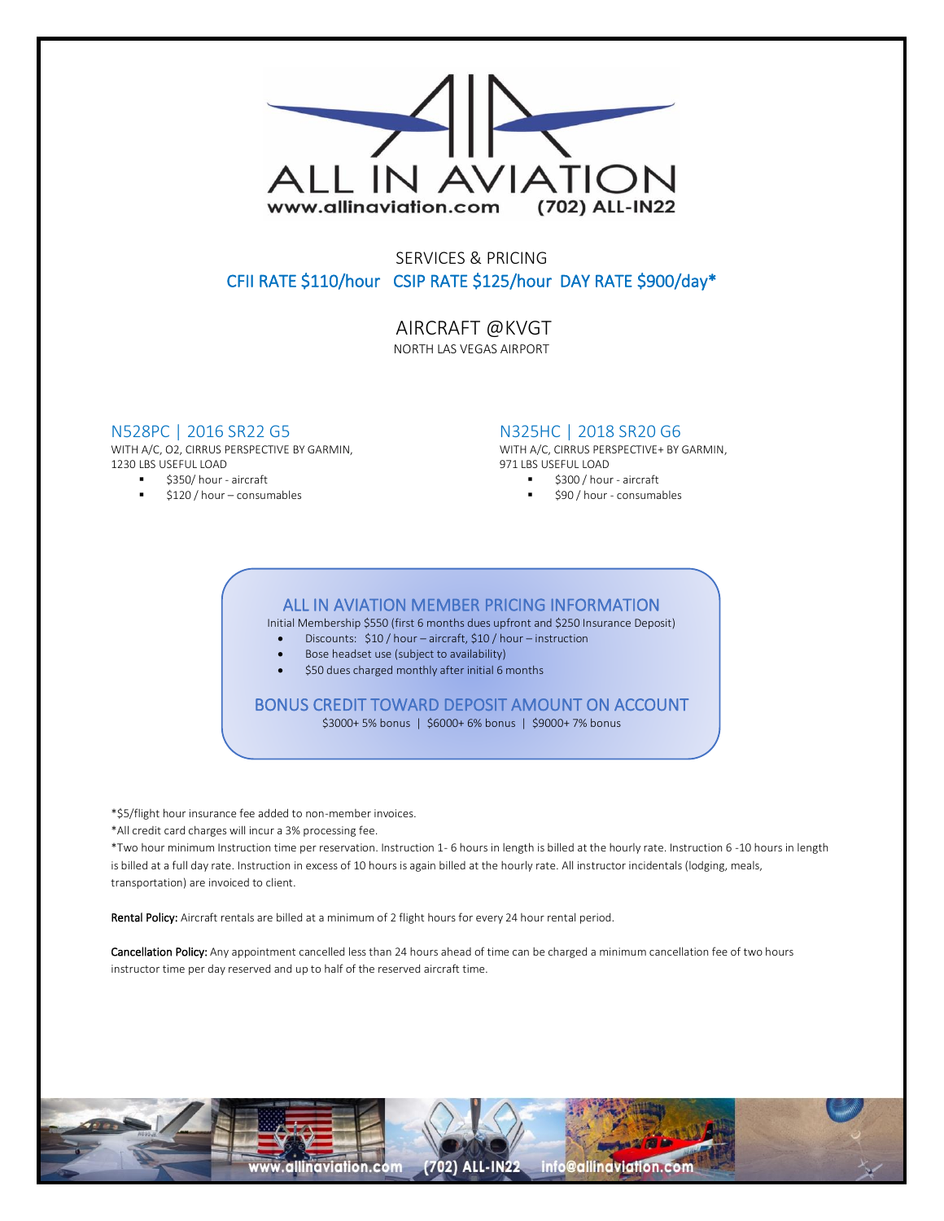ALL IN AVIATION
www.allinaviation.com (702) ALL-IN22

## SERVICES & PRICING

**CFII RATE $110/hour CSIP RATE $125/hour DAY RATE $900/day***

## AIRCRAFT @KVGT

NORTH LAS VEGAS AIRPORT

### N528PC | 2016 SR22 G5

WITH A/C, O2, CIRRUS PERSPECTIVE BY GARMIN, 1230 LBS USEFUL LOAD

- $350/ hour - aircraft
- $120 / hour – consumables

### N325HC | 2018 SR20 G6

WITH A/C, CIRRUS PERSPECTIVE+ BY GARMIN, 971 LBS USEFUL LOAD

- $300 / hour - aircraft
- $90 / hour - consumables

### ALL IN AVIATION MEMBER PRICING INFORMATION

Initial Membership $550 (first 6 months dues upfront and $250 Insurance Deposit)

- Discounts: $10 / hour – aircraft, $10 / hour – instruction
- Bose headset use (subject to availability)
- $50 dues charged monthly after initial 6 months

### BONUS CREDIT TOWARD DEPOSIT AMOUNT ON ACCOUNT

$3000+ 5% bonus | $6000+ 6% bonus | $9000+ 7% bonus

*$5/flight hour insurance fee added to non-member invoices.

*All credit card charges will incur a 3% processing fee.

*Two hour minimum Instruction time per reservation. Instruction 1- 6 hours in length is billed at the hourly rate. Instruction 6 -10 hours in length is billed at a full day rate. Instruction in excess of 10 hours is again billed at the hourly rate. All instructor incidentals (lodging, meals, transportation) are invoiced to client.

**Rental Policy:** Aircraft rentals are billed at a minimum of 2 flight hours for every 24 hour rental period.

**Cancellation Policy:** Any appointment cancelled less than 24 hours ahead of time can be charged a minimum cancellation fee of two hours instructor time per day reserved and up to half of the reserved aircraft time.

www.allinaviation.com (702) ALL-IN22 info@allinaviation.com